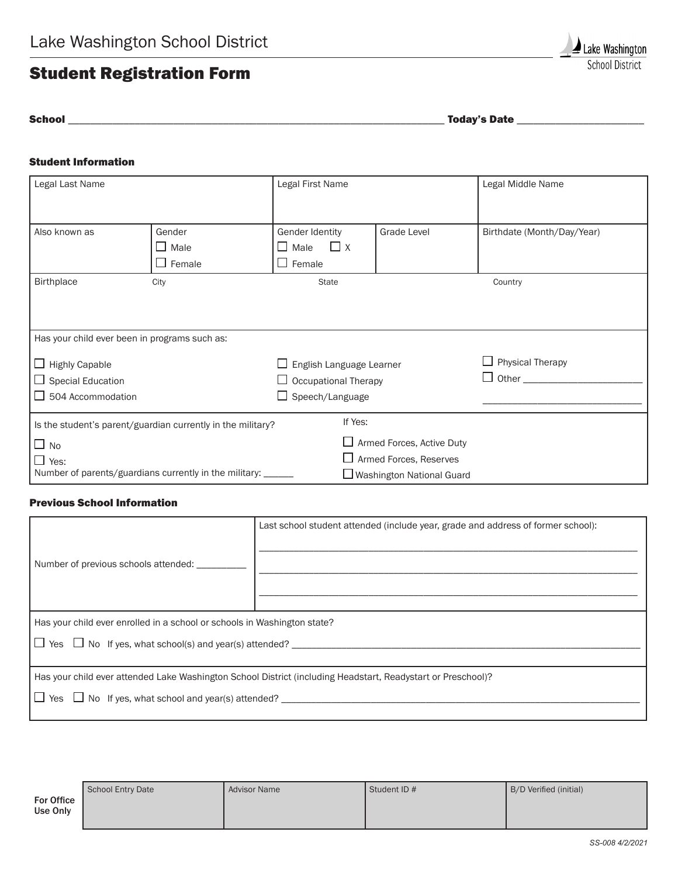Lake Washington School District

# Student Registration Form

**School** ______________________________________________ **Today's Date** ____________________

### Student Information

| Legal Last Name | | Legal First Name | | Legal Middle Name |
|---|---|---|---|---|
| Also known as | Gender<br>☐ Male<br>☐ Female | Gender Identity<br>☐ Male ☐ X<br>☐ Female | Grade Level | Birthdate (Month/Day/Year) |
| Birthplace | City | State | | Country |

Has your child ever been in programs such as:

- ☐ Highly Capable
- ☐ Special Education
- ☐ 504 Accommodation
- ☐ English Language Learner
- ☐ Occupational Therapy
- ☐ Speech/Language
- ☐ Physical Therapy
- ☐ Other ______________________

______________________________

Is the student's parent/guardian currently in the military?

- ☐ No
- ☐ Yes:

Number of parents/guardians currently in the military: ______

If Yes:

- ☐ Armed Forces, Active Duty
- ☐ Armed Forces, Reserves
- ☐ Washington National Guard

### Previous School Information

Number of previous schools attended: __________

Last school student attended (include year, grade and address of former school):

______________________________________________________________

______________________________________________________________

______________________________________________________________

Has your child ever enrolled in a school or schools in Washington state?

☐ Yes ☐ No If yes, what school(s) and year(s) attended? ______________________________

Has your child ever attended Lake Washington School District (including Headstart, Readystart or Preschool)?

☐ Yes ☐ No If yes, what school and year(s) attended? ______________________________

**For Office Use Only**

| School Entry Date | Advisor Name | Student ID # | B/D Verified (initial) |
|---|---|---|---|
| | | | |

*SS-008 4/2/2021*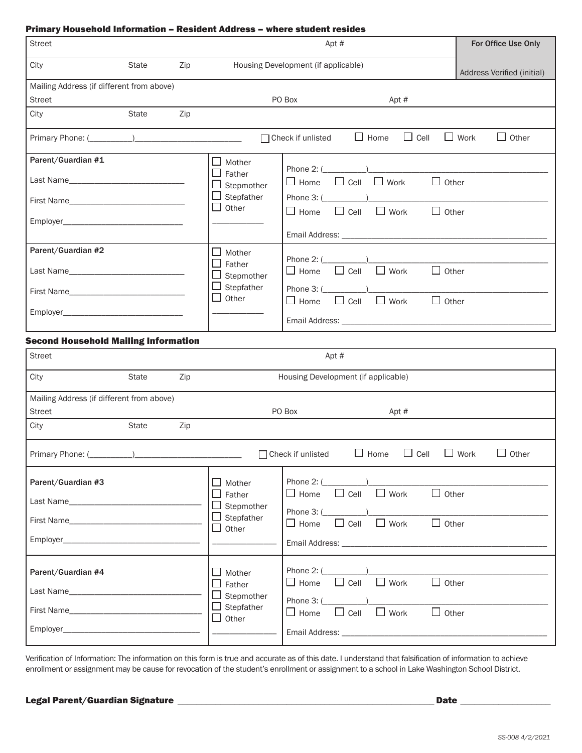**Primary Household Information – Resident Address – where student resides**

| | | | | |
|---|---|---|---|---|
| Street | | | Apt # | **For Office Use Only** |
| City | State | Zip | Housing Development (if applicable) | Address Verified (initial) |

Mailing Address (if different from above)

| | | | | |
|---|---|---|---|---|
| Street | | PO Box | Apt # | |
| City | State | Zip | | |

Primary Phone: (_________)_______________________ ☐ Check if unlisted ☐ Home ☐ Cell ☐ Work ☐ Other

| | | |
|---|---|---|
| **Parent/Guardian #1**<br>Last Name__________________________<br>First Name__________________________<br>Employer__________________________ | ☐ Mother<br>☐ Father<br>☐ Stepmother<br>☐ Stepfather<br>☐ Other<br>___________ | Phone 2: (_________)_________________________<br>☐ Home ☐ Cell ☐ Work ☐ Other<br>Phone 3: (_________)_________________________<br>☐ Home ☐ Cell ☐ Work ☐ Other<br>Email Address: _______________________________ |
| **Parent/Guardian #2**<br>Last Name__________________________<br>First Name__________________________<br>Employer__________________________ | ☐ Mother<br>☐ Father<br>☐ Stepmother<br>☐ Stepfather<br>☐ Other<br>___________ | Phone 2: (_________)_________________________<br>☐ Home ☐ Cell ☐ Work ☐ Other<br>Phone 3: (_________)_________________________<br>☐ Home ☐ Cell ☐ Work ☐ Other<br>Email Address: _______________________________ |

**Second Household Mailing Information**

| | | | |
|---|---|---|---|
| Street | | | Apt # |
| City | State | Zip | Housing Development (if applicable) |

Mailing Address (if different from above)

| | | | |
|---|---|---|---|
| Street | | PO Box | Apt # |
| City | State | Zip | |

Primary Phone: (_________)_______________________ ☐ Check if unlisted ☐ Home ☐ Cell ☐ Work ☐ Other

| | | |
|---|---|---|
| **Parent/Guardian #3**<br>Last Name__________________________<br>First Name__________________________<br>Employer__________________________ | ☐ Mother<br>☐ Father<br>☐ Stepmother<br>☐ Stepfather<br>☐ Other<br>___________ | Phone 2: (_________)_________________________<br>☐ Home ☐ Cell ☐ Work ☐ Other<br>Phone 3: (_________)_________________________<br>☐ Home ☐ Cell ☐ Work ☐ Other<br>Email Address: _______________________________ |
| **Parent/Guardian #4**<br>Last Name__________________________<br>First Name__________________________<br>Employer__________________________ | ☐ Mother<br>☐ Father<br>☐ Stepmother<br>☐ Stepfather<br>☐ Other<br>___________ | Phone 2: (_________)_________________________<br>☐ Home ☐ Cell ☐ Work ☐ Other<br>Phone 3: (_________)_________________________<br>☐ Home ☐ Cell ☐ Work ☐ Other<br>Email Address: _______________________________ |

Verification of Information: The information on this form is true and accurate as of this date. I understand that falsification of information to achieve enrollment or assignment may be cause for revocation of the student's enrollment or assignment to a school in Lake Washington School District.

**Legal Parent/Guardian Signature** _______________________________________________ **Date** _________________

SS-008 4/2/2021